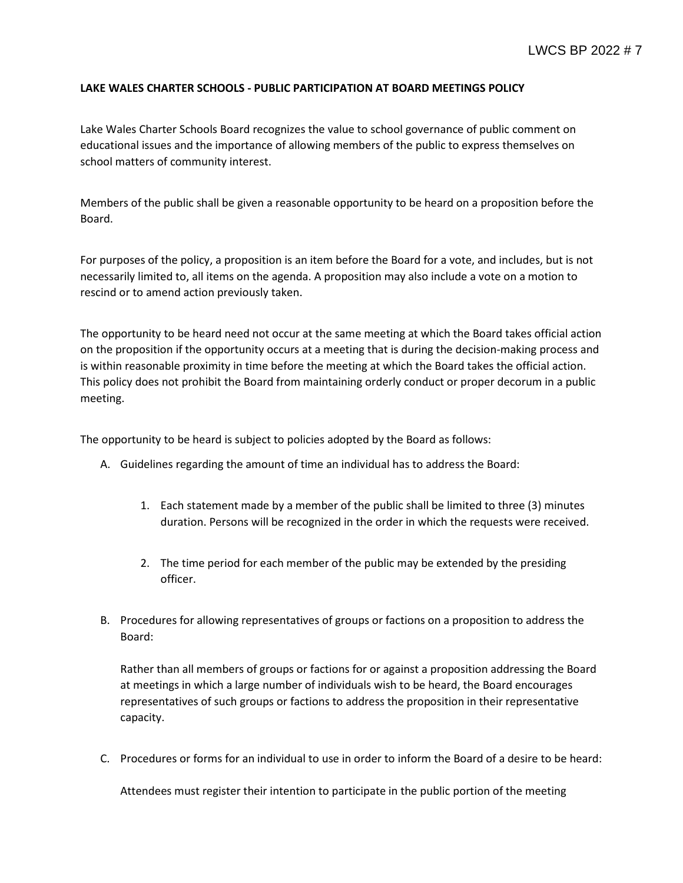**LAKE WALES CHARTER SCHOOLS - PUBLIC PARTICIPATION AT BOARD MEETINGS POLICY**

Lake Wales Charter Schools Board recognizes the value to school governance of public comment on educational issues and the importance of allowing members of the public to express themselves on school matters of community interest.

Members of the public shall be given a reasonable opportunity to be heard on a proposition before the Board.

For purposes of the policy, a proposition is an item before the Board for a vote, and includes, but is not necessarily limited to, all items on the agenda. A proposition may also include a vote on a motion to rescind or to amend action previously taken.

The opportunity to be heard need not occur at the same meeting at which the Board takes official action on the proposition if the opportunity occurs at a meeting that is during the decision-making process and is within reasonable proximity in time before the meeting at which the Board takes the official action. This policy does not prohibit the Board from maintaining orderly conduct or proper decorum in a public meeting.

The opportunity to be heard is subject to policies adopted by the Board as follows:

A. Guidelines regarding the amount of time an individual has to address the Board:

   1. Each statement made by a member of the public shall be limited to three (3) minutes duration. Persons will be recognized in the order in which the requests were received.

   2. The time period for each member of the public may be extended by the presiding officer.

B. Procedures for allowing representatives of groups or factions on a proposition to address the Board:

   Rather than all members of groups or factions for or against a proposition addressing the Board at meetings in which a large number of individuals wish to be heard, the Board encourages representatives of such groups or factions to address the proposition in their representative capacity.

C. Procedures or forms for an individual to use in order to inform the Board of a desire to be heard:

   Attendees must register their intention to participate in the public portion of the meeting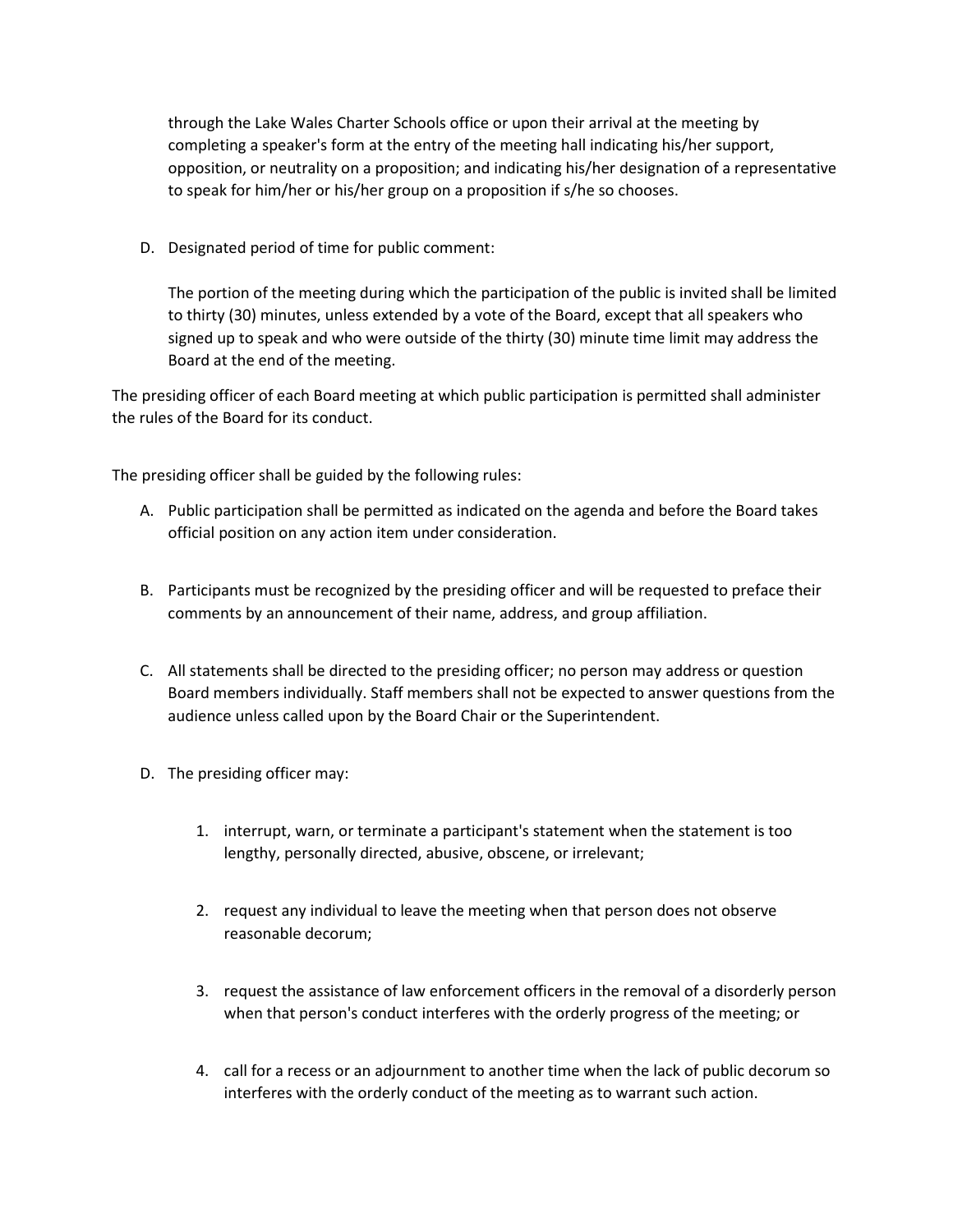through the Lake Wales Charter Schools office or upon their arrival at the meeting by completing a speaker's form at the entry of the meeting hall indicating his/her support, opposition, or neutrality on a proposition; and indicating his/her designation of a representative to speak for him/her or his/her group on a proposition if s/he so chooses.

D. Designated period of time for public comment:

   The portion of the meeting during which the participation of the public is invited shall be limited to thirty (30) minutes, unless extended by a vote of the Board, except that all speakers who signed up to speak and who were outside of the thirty (30) minute time limit may address the Board at the end of the meeting.

The presiding officer of each Board meeting at which public participation is permitted shall administer the rules of the Board for its conduct.

The presiding officer shall be guided by the following rules:

A. Public participation shall be permitted as indicated on the agenda and before the Board takes official position on any action item under consideration.

B. Participants must be recognized by the presiding officer and will be requested to preface their comments by an announcement of their name, address, and group affiliation.

C. All statements shall be directed to the presiding officer; no person may address or question Board members individually. Staff members shall not be expected to answer questions from the audience unless called upon by the Board Chair or the Superintendent.

D. The presiding officer may:

   1. interrupt, warn, or terminate a participant's statement when the statement is too lengthy, personally directed, abusive, obscene, or irrelevant;

   2. request any individual to leave the meeting when that person does not observe reasonable decorum;

   3. request the assistance of law enforcement officers in the removal of a disorderly person when that person's conduct interferes with the orderly progress of the meeting; or

   4. call for a recess or an adjournment to another time when the lack of public decorum so interferes with the orderly conduct of the meeting as to warrant such action.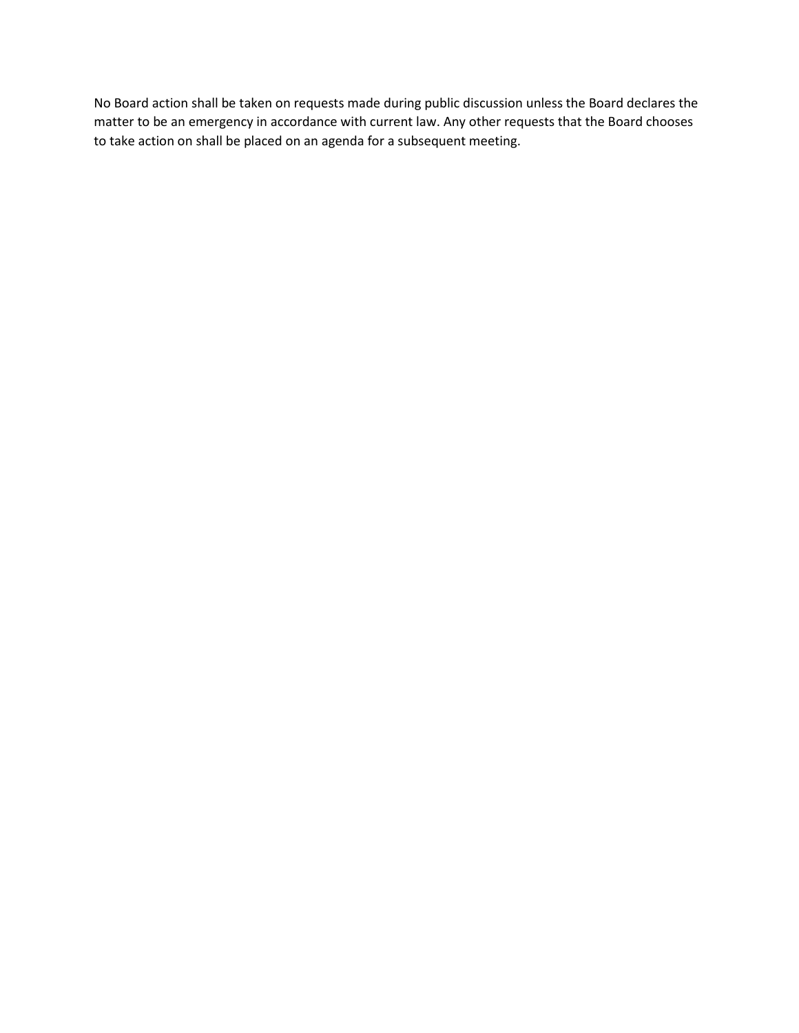No Board action shall be taken on requests made during public discussion unless the Board declares the matter to be an emergency in accordance with current law. Any other requests that the Board chooses to take action on shall be placed on an agenda for a subsequent meeting.